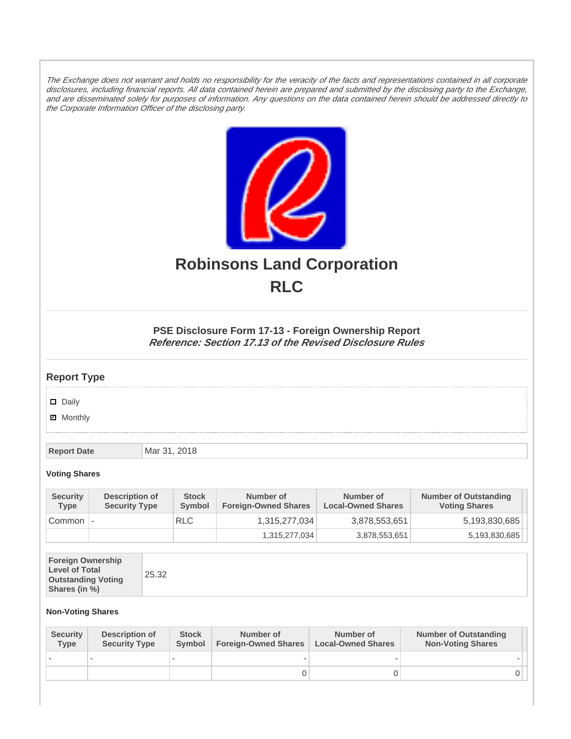*The Exchange does not warrant and holds no responsibility for the veracity of the facts and representations contained in all corporate disclosures, including financial reports. All data contained herein are prepared and submitted by the disclosing party to the Exchange, and are disseminated solely for purposes of information. Any questions on the data contained herein should be addressed directly to the Corporate Information Officer of the disclosing party.*

# Robinsons Land Corporation
# RLC

### PSE Disclosure Form 17-13 - Foreign Ownership Report
***Reference: Section 17.13 of the Revised Disclosure Rules***

## Report Type

- ☐ Daily
- ☑ Monthly

| Report Date | Mar 31, 2018 |
|---|---|

**Voting Shares**

| Security Type | Description of Security Type | Stock Symbol | Number of Foreign-Owned Shares | Number of Local-Owned Shares | Number of Outstanding Voting Shares |
|---|---|---|---|---|---|
| Common | - | RLC | 1,315,277,034 | 3,878,553,651 | 5,193,830,685 |
| | | | 1,315,277,034 | 3,878,553,651 | 5,193,830,685 |

| Foreign Ownership Level of Total Outstanding Voting Shares (in %) | 25.32 |
|---|---|

**Non-Voting Shares**

| Security Type | Description of Security Type | Stock Symbol | Number of Foreign-Owned Shares | Number of Local-Owned Shares | Number of Outstanding Non-Voting Shares |
|---|---|---|---|---|---|
| - | - | - | - | - | - |
| | | | 0 | 0 | 0 |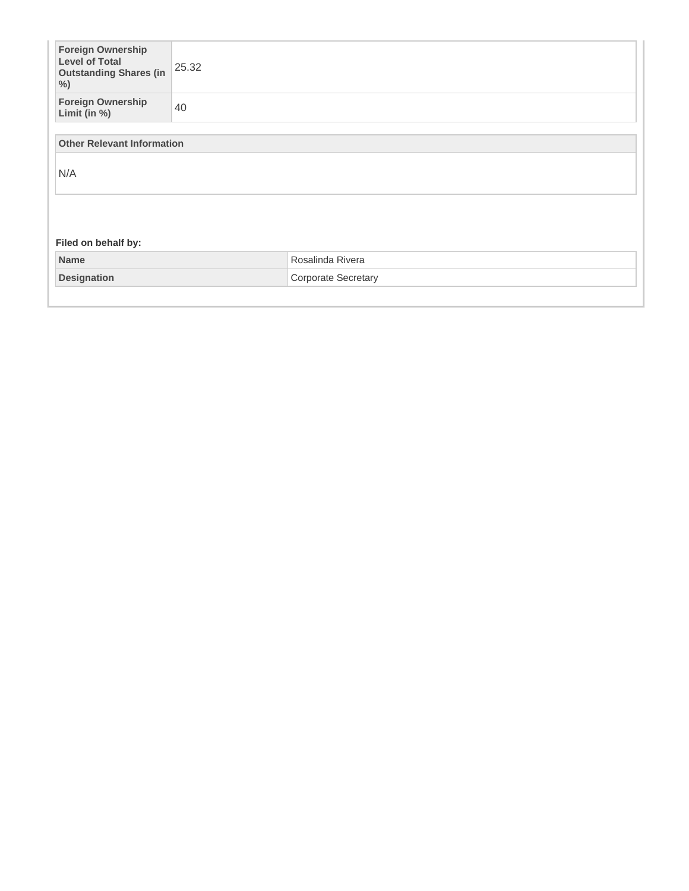| | |
|---|---|
| **Foreign Ownership Level of Total Outstanding Shares (in %)** | 25.32 |
| **Foreign Ownership Limit (in %)** | 40 |

| Other Relevant Information |
|---|
| N/A |

**Filed on behalf by:**

| | |
|---|---|
| **Name** | Rosalinda Rivera |
| **Designation** | Corporate Secretary |